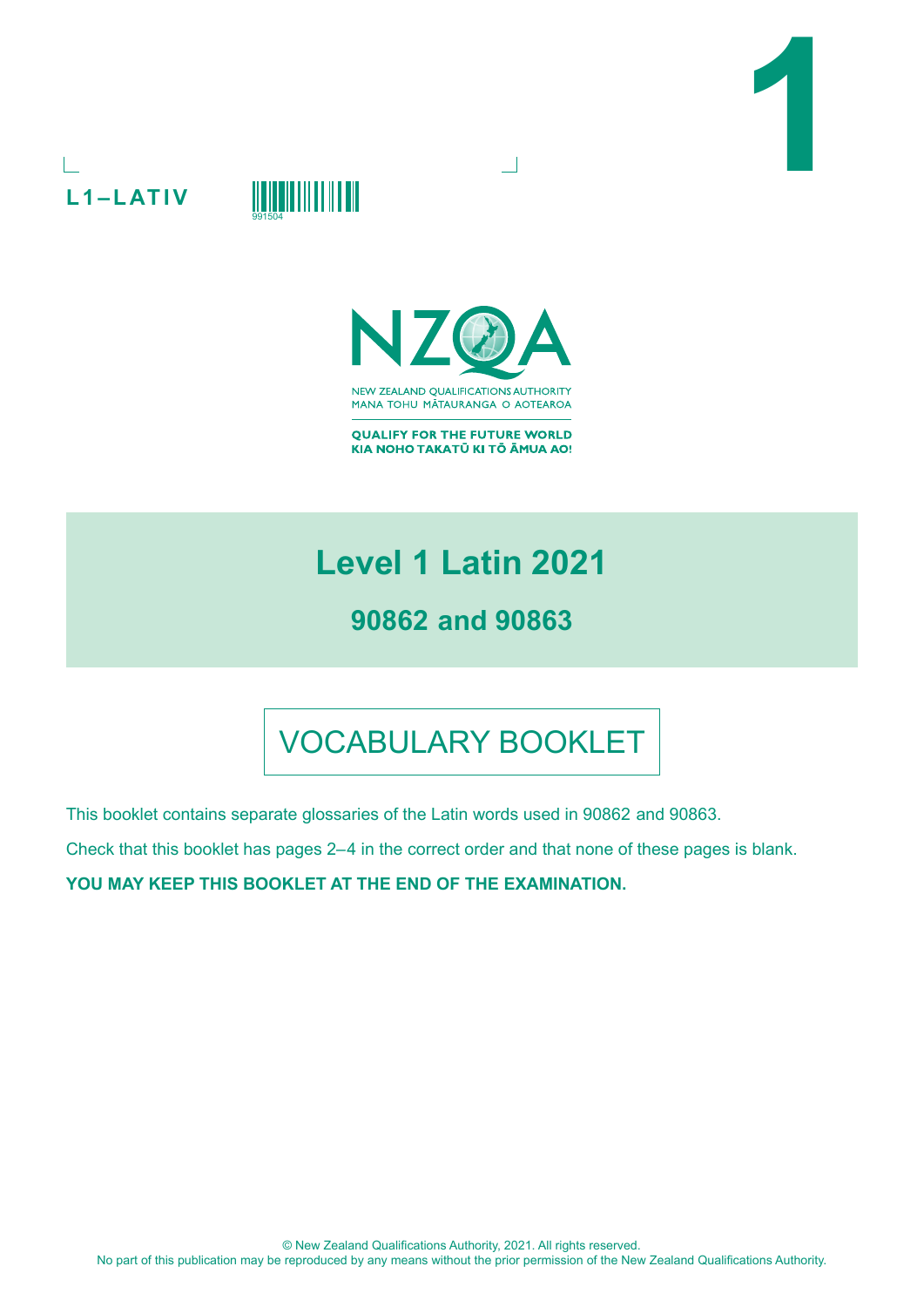L1–LATIV

991504

NEW ZEALAND QUALIFICATIONS AUTHORITY
MANA TOHU MĀTAURANGA O AOTEAROA

**QUALIFY FOR THE FUTURE WORLD**
**KIA NOHO TAKATŪ KI TŌ ĀMUA AO!**

# Level 1 Latin 2021

## 90862 and 90863

# VOCABULARY BOOKLET

This booklet contains separate glossaries of the Latin words used in 90862 and 90863.

Check that this booklet has pages 2–4 in the correct order and that none of these pages is blank.

**YOU MAY KEEP THIS BOOKLET AT THE END OF THE EXAMINATION.**

© New Zealand Qualifications Authority, 2021. All rights reserved.
No part of this publication may be reproduced by any means without the prior permission of the New Zealand Qualifications Authority.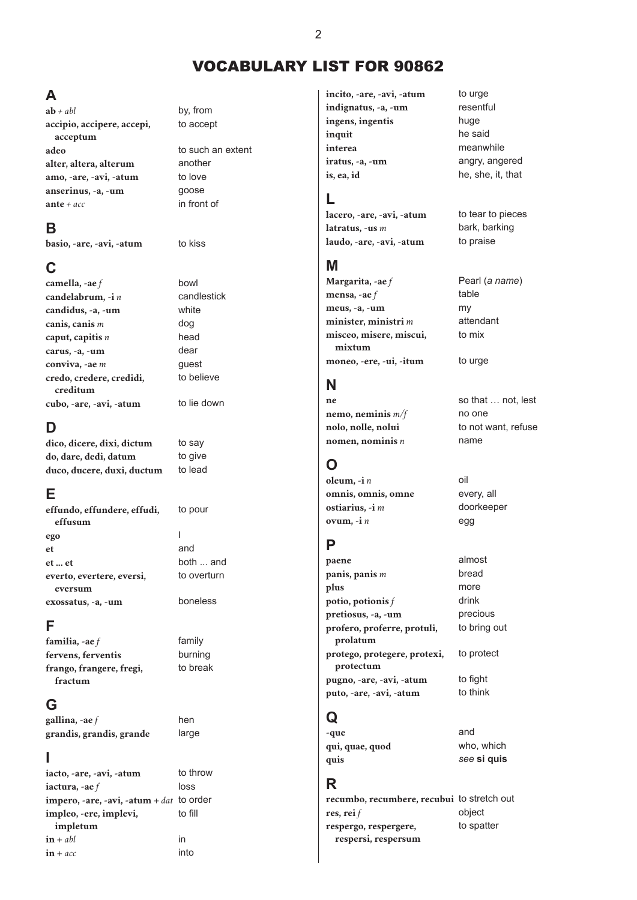# VOCABULARY LIST FOR 90862

## A

| | |
|---|---|
| **ab** + *abl* | by, from |
| **accipio, accipere, accepi, acceptum** | to accept |
| **adeo** | to such an extent |
| **alter, altera, alterum** | another |
| **amo, -are, -avi, -atum** | to love |
| **anserinus, -a, -um** | goose |
| **ante** + *acc* | in front of |

## B

| | |
|---|---|
| **basio, -are, -avi, -atum** | to kiss |

## C

| | |
|---|---|
| **camella, -ae** *f* | bowl |
| **candelabrum, -i** *n* | candlestick |
| **candidus, -a, -um** | white |
| **canis, canis** *m* | dog |
| **caput, capitis** *n* | head |
| **carus, -a, -um** | dear |
| **conviva, -ae** *m* | guest |
| **credo, credere, credidi, creditum** | to believe |
| **cubo, -are, -avi, -atum** | to lie down |

## D

| | |
|---|---|
| **dico, dicere, dixi, dictum** | to say |
| **do, dare, dedi, datum** | to give |
| **duco, ducere, duxi, ductum** | to lead |

## E

| | |
|---|---|
| **effundo, effundere, effudi, effusum** | to pour |
| **ego** | I |
| **et** | and |
| **et ... et** | both ... and |
| **everto, evertere, eversi, eversum** | to overturn |
| **exossatus, -a, -um** | boneless |

## F

| | |
|---|---|
| **familia, -ae** *f* | family |
| **fervens, ferventis** | burning |
| **frango, frangere, fregi, fractum** | to break |

## G

| | |
|---|---|
| **gallina, -ae** *f* | hen |
| **grandis, grandis, grande** | large |

## I

| | |
|---|---|
| **iacto, -are, -avi, -atum** | to throw |
| **iactura, -ae** *f* | loss |
| **impero, -are, -avi, -atum** + *dat* | to order |
| **impleo, -ere, implevi, impletum** | to fill |
| **in** + *abl* | in |
| **in** + *acc* | into |
| **incito, -are, -avi, -atum** | to urge |
| **indignatus, -a, -um** | resentful |
| **ingens, ingentis** | huge |
| **inquit** | he said |
| **interea** | meanwhile |
| **iratus, -a, -um** | angry, angered |
| **is, ea, id** | he, she, it, that |

## L

| | |
|---|---|
| **lacero, -are, -avi, -atum** | to tear to pieces |
| **latratus, -us** *m* | bark, barking |
| **laudo, -are, -avi, -atum** | to praise |

## M

| | |
|---|---|
| **Margarita, -ae** *f* | Pearl (*a name*) |
| **mensa, -ae** *f* | table |
| **meus, -a, -um** | my |
| **minister, ministri** *m* | attendant |
| **misceo, misere, miscui, mixtum** | to mix |
| **moneo, -ere, -ui, -itum** | to urge |

## N

| | |
|---|---|
| **ne** | so that … not, lest |
| **nemo, neminis** *m/f* | no one |
| **nolo, nolle, nolui** | to not want, refuse |
| **nomen, nominis** *n* | name |

## O

| | |
|---|---|
| **oleum, -i** *n* | oil |
| **omnis, omnis, omne** | every, all |
| **ostiarius, -i** *m* | doorkeeper |
| **ovum, -i** *n* | egg |

## P

| | |
|---|---|
| **paene** | almost |
| **panis, panis** *m* | bread |
| **plus** | more |
| **potio, potionis** *f* | drink |
| **pretiosus, -a, -um** | precious |
| **profero, proferre, protuli, prolatum** | to bring out |
| **protego, protegere, protexi, protectum** | to protect |
| **pugno, -are, -avi, -atum** | to fight |
| **puto, -are, -avi, -atum** | to think |

## Q

| | |
|---|---|
| **-que** | and |
| **qui, quae, quod** | who, which |
| **quis** | *see* **si quis** |

## R

| | |
|---|---|
| **recumbo, recumbere, recubui** | to stretch out |
| **res, rei** *f* | object |
| **respergo, respergere, respersi, respersum** | to spatter |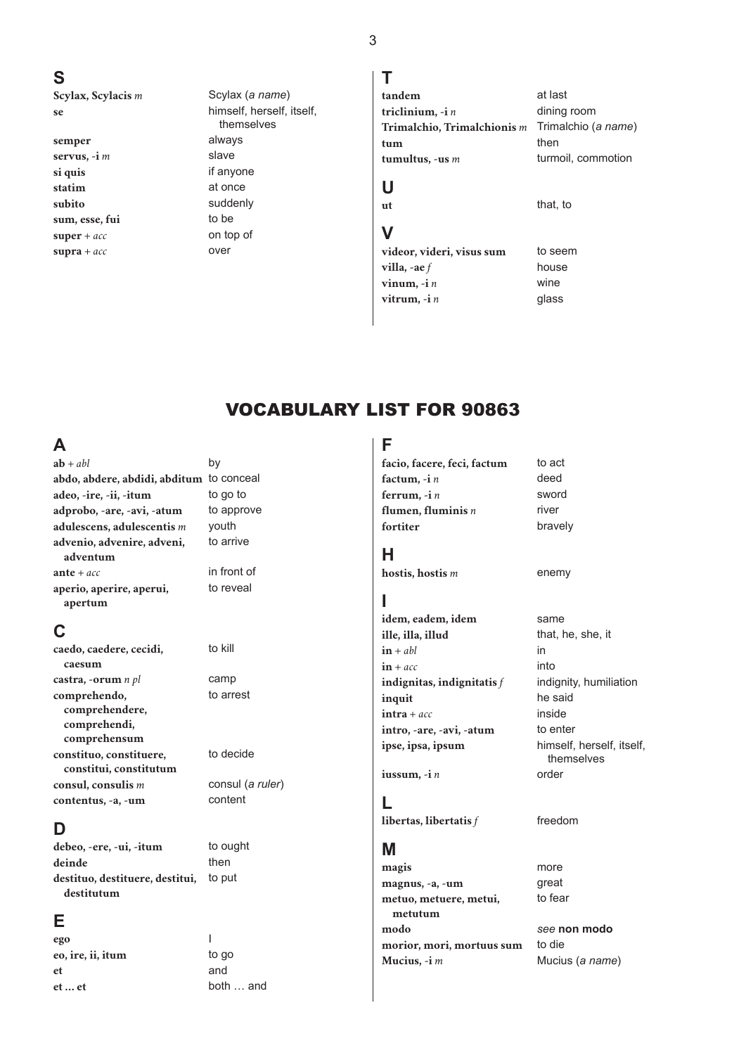## S

| | |
|---|---|
| **Scylax, Scylacis** *m* | Scylax (*a name*) |
| **se** | himself, herself, itself, themselves |
| **semper** | always |
| **servus, -i** *m* | slave |
| **si quis** | if anyone |
| **statim** | at once |
| **subito** | suddenly |
| **sum, esse, fui** | to be |
| **super** + *acc* | on top of |
| **supra** + *acc* | over |

## T

| | |
|---|---|
| **tandem** | at last |
| **triclinium, -i** *n* | dining room |
| **Trimalchio, Trimalchionis** *m* | Trimalchio (*a name*) |
| **tum** | then |
| **tumultus, -us** *m* | turmoil, commotion |

## U

| | |
|---|---|
| **ut** | that, to |

## V

| | |
|---|---|
| **videor, videri, visus sum** | to seem |
| **villa, -ae** *f* | house |
| **vinum, -i** *n* | wine |
| **vitrum, -i** *n* | glass |

# VOCABULARY LIST FOR 90863

## A

| | |
|---|---|
| **ab** + *abl* | by |
| **abdo, abdere, abdidi, abditum** | to conceal |
| **adeo, -ire, -ii, -itum** | to go to |
| **adprobo, -are, -avi, -atum** | to approve |
| **adulescens, adulescentis** *m* | youth |
| **advenio, advenire, adveni, adventum** | to arrive |
| **ante** + *acc* | in front of |
| **aperio, aperire, aperui, apertum** | to reveal |

## C

| | |
|---|---|
| **caedo, caedere, cecidi, caesum** | to kill |
| **castra, -orum** *n pl* | camp |
| **comprehendo, comprehendere, comprehendi, comprehensum** | to arrest |
| **constituo, constituere, constitui, constitutum** | to decide |
| **consul, consulis** *m* | consul (*a ruler*) |
| **contentus, -a, -um** | content |

## D

| | |
|---|---|
| **debeo, -ere, -ui, -itum** | to ought |
| **deinde** | then |
| **destituo, destituere, destitui, destitutum** | to put |

## E

| | |
|---|---|
| **ego** | I |
| **eo, ire, ii, itum** | to go |
| **et** | and |
| **et … et** | both … and |

## F

| | |
|---|---|
| **facio, facere, feci, factum** | to act |
| **factum, -i** *n* | deed |
| **ferrum, -i** *n* | sword |
| **flumen, fluminis** *n* | river |
| **fortiter** | bravely |

## H

| | |
|---|---|
| **hostis, hostis** *m* | enemy |

## I

| | |
|---|---|
| **idem, eadem, idem** | same |
| **ille, illa, illud** | that, he, she, it |
| **in** + *abl* | in |
| **in** + *acc* | into |
| **indignitas, indignitatis** *f* | indignity, humiliation |
| **inquit** | he said |
| **intra** + *acc* | inside |
| **intro, -are, -avi, -atum** | to enter |
| **ipse, ipsa, ipsum** | himself, herself, itself, themselves |
| **iussum, -i** *n* | order |

## L

| | |
|---|---|
| **libertas, libertatis** *f* | freedom |

## M

| | |
|---|---|
| **magis** | more |
| **magnus, -a, -um** | great |
| **metuo, metuere, metui, metutum** | to fear |
| **modo** | *see* **non modo** |
| **morior, mori, mortuus sum** | to die |
| **Mucius, -i** *m* | Mucius (*a name*) |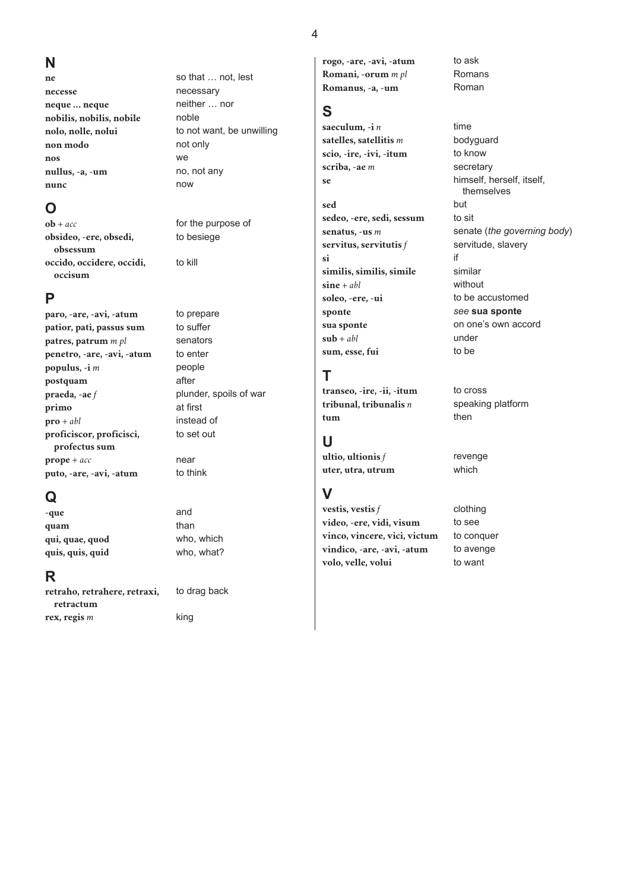## N

| | |
|---|---|
| **ne** | so that … not, lest |
| **necesse** | necessary |
| **neque ... neque** | neither … nor |
| **nobilis, nobilis, nobile** | noble |
| **nolo, nolle, nolui** | to not want, be unwilling |
| **non modo** | not only |
| **nos** | we |
| **nullus, -a, -um** | no, not any |
| **nunc** | now |

## O

| | |
|---|---|
| **ob** + *acc* | for the purpose of |
| **obsideo, -ere, obsedi, obsessum** | to besiege |
| **occido, occidere, occidi, occisum** | to kill |

## P

| | |
|---|---|
| **paro, -are, -avi, -atum** | to prepare |
| **patior, pati, passus sum** | to suffer |
| **patres, patrum** *m pl* | senators |
| **penetro, -are, -avi, -atum** | to enter |
| **populus, -i** *m* | people |
| **postquam** | after |
| **praeda, -ae** *f* | plunder, spoils of war |
| **primo** | at first |
| **pro** + *abl* | instead of |
| **proficiscor, proficisci, profectus sum** | to set out |
| **prope** + *acc* | near |
| **puto, -are, -avi, -atum** | to think |

## Q

| | |
|---|---|
| **-que** | and |
| **quam** | than |
| **qui, quae, quod** | who, which |
| **quis, quis, quid** | who, what? |

## R

| | |
|---|---|
| **retraho, retrahere, retraxi, retractum** | to drag back |
| **rex, regis** *m* | king |
| **rogo, -are, -avi, -atum** | to ask |
| **Romani, -orum** *m pl* | Romans |
| **Romanus, -a, -um** | Roman |

## S

| | |
|---|---|
| **saeculum, -i** *n* | time |
| **satelles, satellitis** *m* | bodyguard |
| **scio, -ire, -ivi, -itum** | to know |
| **scriba, -ae** *m* | secretary |
| **se** | himself, herself, itself, themselves |
| **sed** | but |
| **sedeo, -ere, sedi, sessum** | to sit |
| **senatus, -us** *m* | senate (*the governing body*) |
| **servitus, servitutis** *f* | servitude, slavery |
| **si** | if |
| **similis, similis, simile** | similar |
| **sine** + *abl* | without |
| **soleo, -ere, -ui** | to be accustomed |
| **sponte** | *see* **sua sponte** |
| **sua sponte** | on one's own accord |
| **sub** + *abl* | under |
| **sum, esse, fui** | to be |

## T

| | |
|---|---|
| **transeo, -ire, -ii, -itum** | to cross |
| **tribunal, tribunalis** *n* | speaking platform |
| **tum** | then |

## U

| | |
|---|---|
| **ultio, ultionis** *f* | revenge |
| **uter, utra, utrum** | which |

## V

| | |
|---|---|
| **vestis, vestis** *f* | clothing |
| **video, -ere, vidi, visum** | to see |
| **vinco, vincere, vici, victum** | to conquer |
| **vindico, -are, -avi, -atum** | to avenge |
| **volo, velle, volui** | to want |